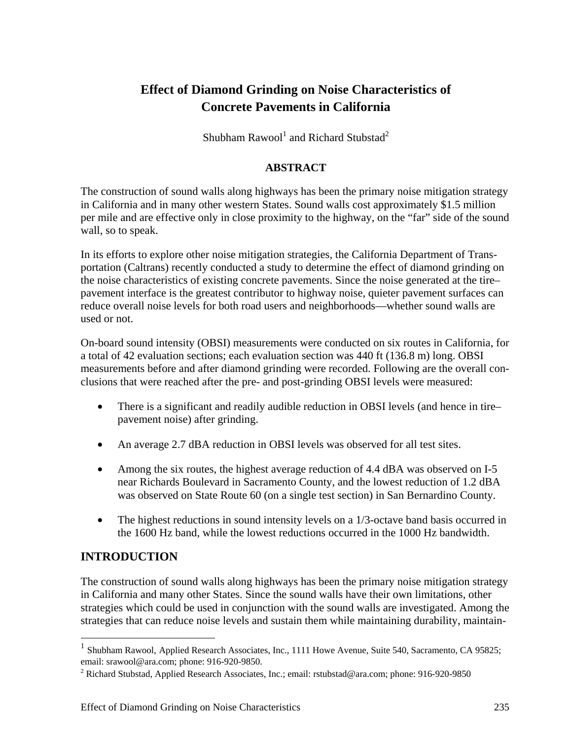# Effect of Diamond Grinding on Noise Characteristics of Concrete Pavements in California

Shubham Rawool[1] and Richard Stubstad[2]

## ABSTRACT

The construction of sound walls along highways has been the primary noise mitigation strategy in California and in many other western States. Sound walls cost approximately $1.5 million per mile and are effective only in close proximity to the highway, on the "far" side of the sound wall, so to speak.

In its efforts to explore other noise mitigation strategies, the California Department of Transportation (Caltrans) recently conducted a study to determine the effect of diamond grinding on the noise characteristics of existing concrete pavements. Since the noise generated at the tire–pavement interface is the greatest contributor to highway noise, quieter pavement surfaces can reduce overall noise levels for both road users and neighborhoods—whether sound walls are used or not.

On-board sound intensity (OBSI) measurements were conducted on six routes in California, for a total of 42 evaluation sections; each evaluation section was 440 ft (136.8 m) long. OBSI measurements before and after diamond grinding were recorded. Following are the overall conclusions that were reached after the pre- and post-grinding OBSI levels were measured:

- There is a significant and readily audible reduction in OBSI levels (and hence in tire–pavement noise) after grinding.
- An average 2.7 dBA reduction in OBSI levels was observed for all test sites.
- Among the six routes, the highest average reduction of 4.4 dBA was observed on I-5 near Richards Boulevard in Sacramento County, and the lowest reduction of 1.2 dBA was observed on State Route 60 (on a single test section) in San Bernardino County.
- The highest reductions in sound intensity levels on a 1/3-octave band basis occurred in the 1600 Hz band, while the lowest reductions occurred in the 1000 Hz bandwidth.

## INTRODUCTION

The construction of sound walls along highways has been the primary noise mitigation strategy in California and many other States. Since the sound walls have their own limitations, other strategies which could be used in conjunction with the sound walls are investigated. Among the strategies that can reduce noise levels and sustain them while maintaining durability, maintain-

[1] Shubham Rawool, Applied Research Associates, Inc., 1111 Howe Avenue, Suite 540, Sacramento, CA 95825; email: srawool@ara.com; phone: 916-920-9850.

[2] Richard Stubstad, Applied Research Associates, Inc.; email: rstubstad@ara.com; phone: 916-920-9850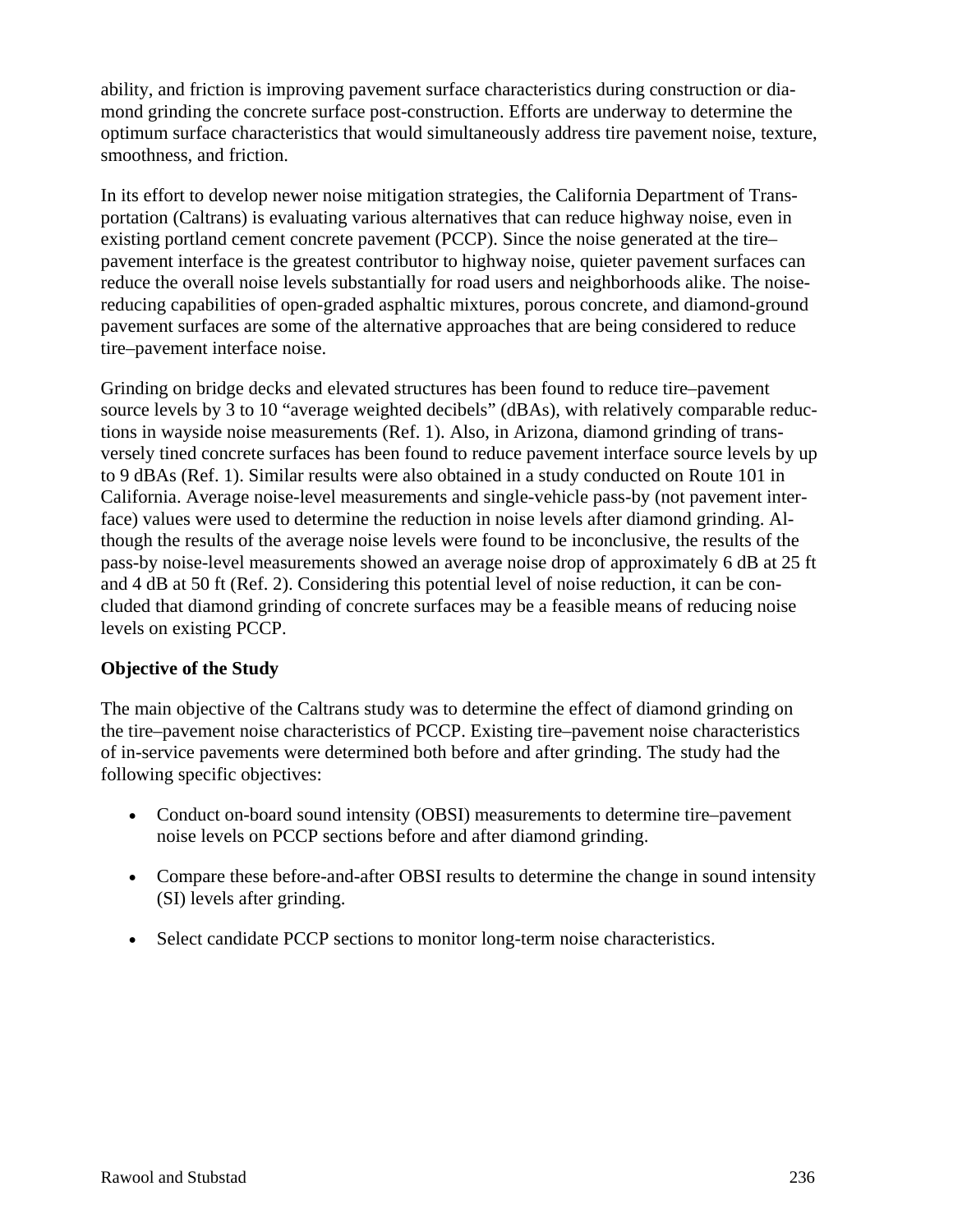ability, and friction is improving pavement surface characteristics during construction or diamond grinding the concrete surface post-construction. Efforts are underway to determine the optimum surface characteristics that would simultaneously address tire pavement noise, texture, smoothness, and friction.

In its effort to develop newer noise mitigation strategies, the California Department of Transportation (Caltrans) is evaluating various alternatives that can reduce highway noise, even in existing portland cement concrete pavement (PCCP). Since the noise generated at the tire–pavement interface is the greatest contributor to highway noise, quieter pavement surfaces can reduce the overall noise levels substantially for road users and neighborhoods alike. The noise-reducing capabilities of open-graded asphaltic mixtures, porous concrete, and diamond-ground pavement surfaces are some of the alternative approaches that are being considered to reduce tire–pavement interface noise.

Grinding on bridge decks and elevated structures has been found to reduce tire–pavement source levels by 3 to 10 "average weighted decibels" (dBAs), with relatively comparable reductions in wayside noise measurements (Ref. 1). Also, in Arizona, diamond grinding of transversely tined concrete surfaces has been found to reduce pavement interface source levels by up to 9 dBAs (Ref. 1). Similar results were also obtained in a study conducted on Route 101 in California. Average noise-level measurements and single-vehicle pass-by (not pavement interface) values were used to determine the reduction in noise levels after diamond grinding. Although the results of the average noise levels were found to be inconclusive, the results of the pass-by noise-level measurements showed an average noise drop of approximately 6 dB at 25 ft and 4 dB at 50 ft (Ref. 2). Considering this potential level of noise reduction, it can be concluded that diamond grinding of concrete surfaces may be a feasible means of reducing noise levels on existing PCCP.

**Objective of the Study**

The main objective of the Caltrans study was to determine the effect of diamond grinding on the tire–pavement noise characteristics of PCCP. Existing tire–pavement noise characteristics of in-service pavements were determined both before and after grinding. The study had the following specific objectives:

- Conduct on-board sound intensity (OBSI) measurements to determine tire–pavement noise levels on PCCP sections before and after diamond grinding.
- Compare these before-and-after OBSI results to determine the change in sound intensity (SI) levels after grinding.
- Select candidate PCCP sections to monitor long-term noise characteristics.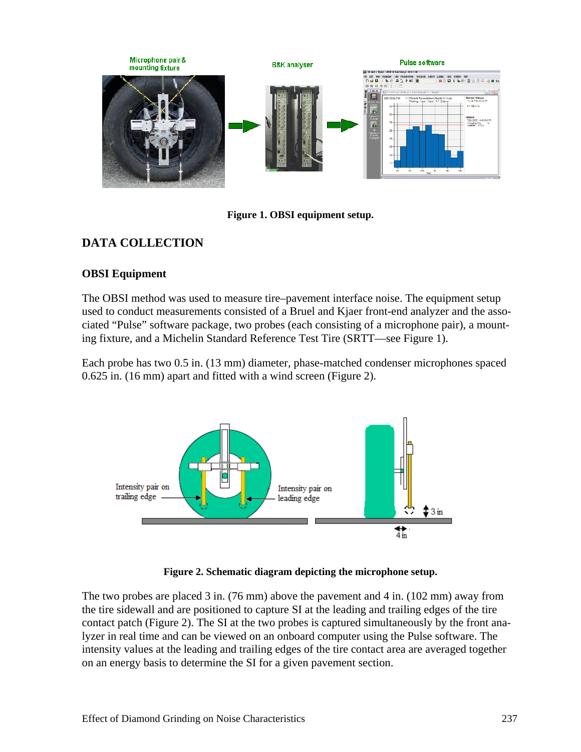Figure 1. OBSI equipment setup.

## DATA COLLECTION

### OBSI Equipment

The OBSI method was used to measure tire–pavement interface noise. The equipment setup used to conduct measurements consisted of a Bruel and Kjaer front-end analyzer and the associated "Pulse" software package, two probes (each consisting of a microphone pair), a mounting fixture, and a Michelin Standard Reference Test Tire (SRTT—see Figure 1).

Each probe has two 0.5 in. (13 mm) diameter, phase-matched condenser microphones spaced 0.625 in. (16 mm) apart and fitted with a wind screen (Figure 2).

Figure 2. Schematic diagram depicting the microphone setup.

The two probes are placed 3 in. (76 mm) above the pavement and 4 in. (102 mm) away from the tire sidewall and are positioned to capture SI at the leading and trailing edges of the tire contact patch (Figure 2). The SI at the two probes is captured simultaneously by the front analyzer in real time and can be viewed on an onboard computer using the Pulse software. The intensity values at the leading and trailing edges of the tire contact area are averaged together on an energy basis to determine the SI for a given pavement section.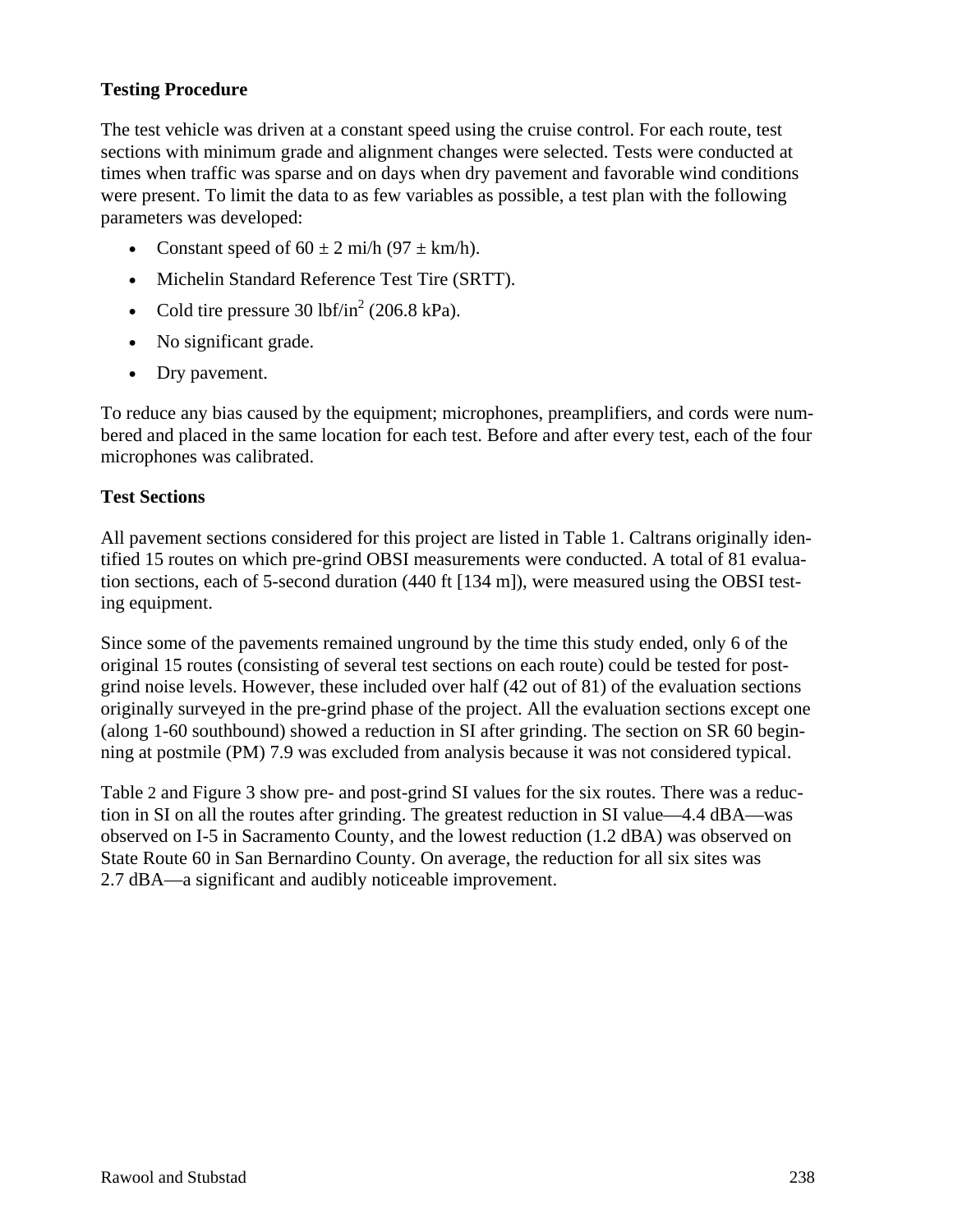### Testing Procedure

The test vehicle was driven at a constant speed using the cruise control. For each route, test sections with minimum grade and alignment changes were selected. Tests were conducted at times when traffic was sparse and on days when dry pavement and favorable wind conditions were present. To limit the data to as few variables as possible, a test plan with the following parameters was developed:

- Constant speed of $60 \pm 2$ mi/h ($97 \pm$ km/h).
- Michelin Standard Reference Test Tire (SRTT).
- Cold tire pressure 30 lbf/in$^2$ (206.8 kPa).
- No significant grade.
- Dry pavement.

To reduce any bias caused by the equipment; microphones, preamplifiers, and cords were numbered and placed in the same location for each test. Before and after every test, each of the four microphones was calibrated.

### Test Sections

All pavement sections considered for this project are listed in Table 1. Caltrans originally identified 15 routes on which pre-grind OBSI measurements were conducted. A total of 81 evaluation sections, each of 5-second duration (440 ft [134 m]), were measured using the OBSI testing equipment.

Since some of the pavements remained unground by the time this study ended, only 6 of the original 15 routes (consisting of several test sections on each route) could be tested for post-grind noise levels. However, these included over half (42 out of 81) of the evaluation sections originally surveyed in the pre-grind phase of the project. All the evaluation sections except one (along 1-60 southbound) showed a reduction in SI after grinding. The section on SR 60 beginning at postmile (PM) 7.9 was excluded from analysis because it was not considered typical.

Table 2 and Figure 3 show pre- and post-grind SI values for the six routes. There was a reduction in SI on all the routes after grinding. The greatest reduction in SI value—4.4 dBA—was observed on I-5 in Sacramento County, and the lowest reduction (1.2 dBA) was observed on State Route 60 in San Bernardino County. On average, the reduction for all six sites was 2.7 dBA—a significant and audibly noticeable improvement.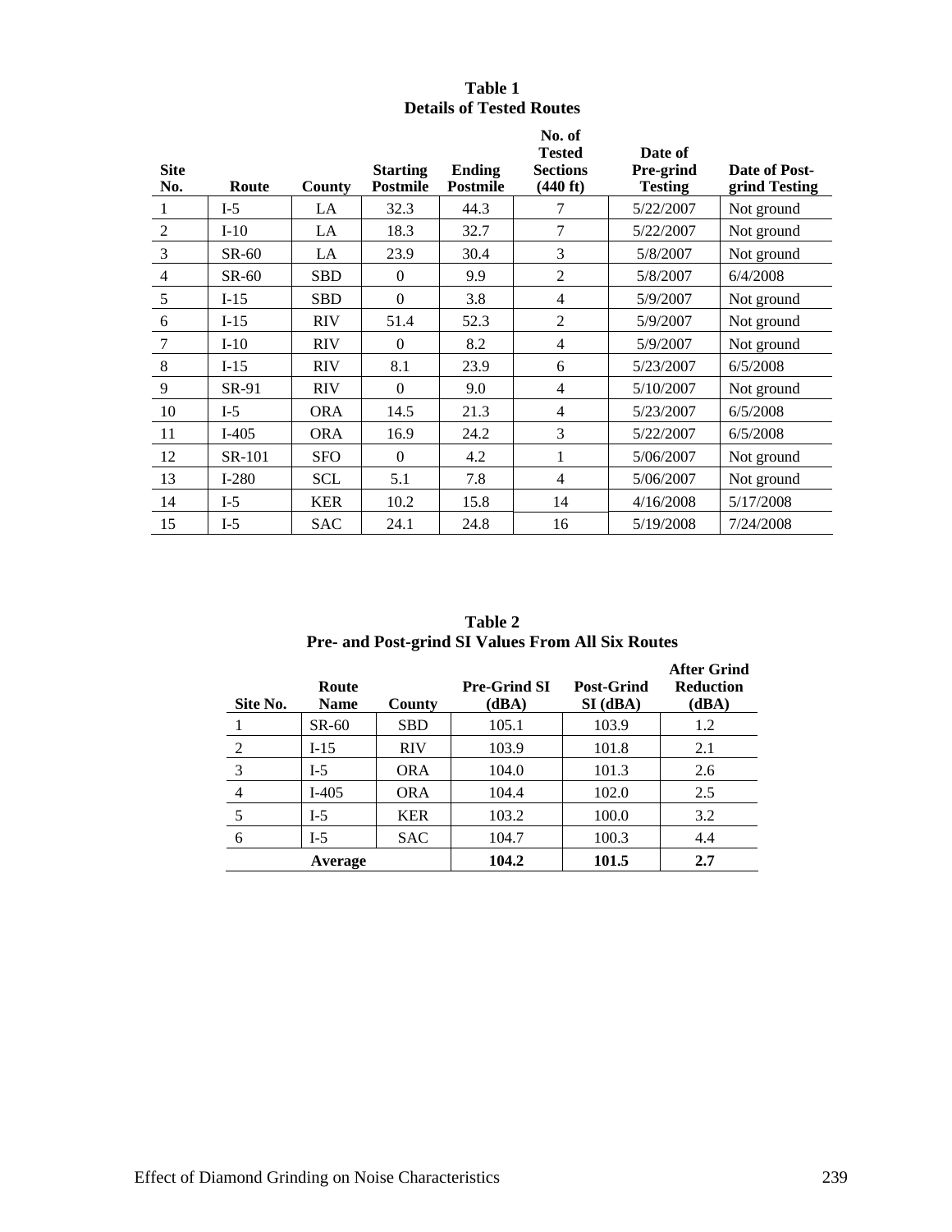**Table 1**
**Details of Tested Routes**

| Site No. | Route | County | Starting Postmile | Ending Postmile | No. of Tested Sections (440 ft) | Date of Pre-grind Testing | Date of Post-grind Testing |
|---|---|---|---|---|---|---|---|
| 1 | I-5 | LA | 32.3 | 44.3 | 7 | 5/22/2007 | Not ground |
| 2 | I-10 | LA | 18.3 | 32.7 | 7 | 5/22/2007 | Not ground |
| 3 | SR-60 | LA | 23.9 | 30.4 | 3 | 5/8/2007 | Not ground |
| 4 | SR-60 | SBD | 0 | 9.9 | 2 | 5/8/2007 | 6/4/2008 |
| 5 | I-15 | SBD | 0 | 3.8 | 4 | 5/9/2007 | Not ground |
| 6 | I-15 | RIV | 51.4 | 52.3 | 2 | 5/9/2007 | Not ground |
| 7 | I-10 | RIV | 0 | 8.2 | 4 | 5/9/2007 | Not ground |
| 8 | I-15 | RIV | 8.1 | 23.9 | 6 | 5/23/2007 | 6/5/2008 |
| 9 | SR-91 | RIV | 0 | 9.0 | 4 | 5/10/2007 | Not ground |
| 10 | I-5 | ORA | 14.5 | 21.3 | 4 | 5/23/2007 | 6/5/2008 |
| 11 | I-405 | ORA | 16.9 | 24.2 | 3 | 5/22/2007 | 6/5/2008 |
| 12 | SR-101 | SFO | 0 | 4.2 | 1 | 5/06/2007 | Not ground |
| 13 | I-280 | SCL | 5.1 | 7.8 | 4 | 5/06/2007 | Not ground |
| 14 | I-5 | KER | 10.2 | 15.8 | 14 | 4/16/2008 | 5/17/2008 |
| 15 | I-5 | SAC | 24.1 | 24.8 | 16 | 5/19/2008 | 7/24/2008 |

**Table 2**
**Pre- and Post-grind SI Values From All Six Routes**

| Site No. | Route Name | County | Pre-Grind SI (dBA) | Post-Grind SI (dBA) | After Grind Reduction (dBA) |
|---|---|---|---|---|---|
| 1 | SR-60 | SBD | 105.1 | 103.9 | 1.2 |
| 2 | I-15 | RIV | 103.9 | 101.8 | 2.1 |
| 3 | I-5 | ORA | 104.0 | 101.3 | 2.6 |
| 4 | I-405 | ORA | 104.4 | 102.0 | 2.5 |
| 5 | I-5 | KER | 103.2 | 100.0 | 3.2 |
| 6 | I-5 | SAC | 104.7 | 100.3 | 4.4 |
| **Average** | | | **104.2** | **101.5** | **2.7** |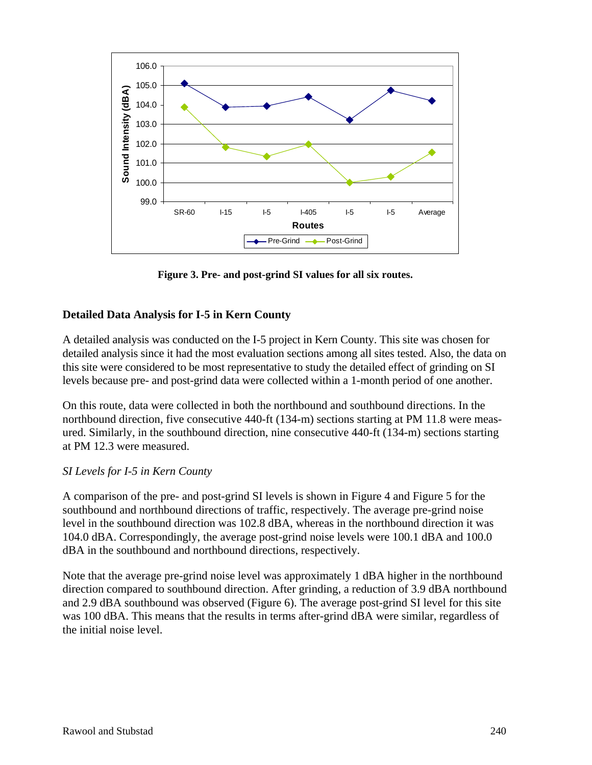**Figure 3. Pre- and post-grind SI values for all six routes.**

## Detailed Data Analysis for I-5 in Kern County

A detailed analysis was conducted on the I-5 project in Kern County. This site was chosen for detailed analysis since it had the most evaluation sections among all sites tested. Also, the data on this site were considered to be most representative to study the detailed effect of grinding on SI levels because pre- and post-grind data were collected within a 1-month period of one another.

On this route, data were collected in both the northbound and southbound directions. In the northbound direction, five consecutive 440-ft (134-m) sections starting at PM 11.8 were measured. Similarly, in the southbound direction, nine consecutive 440-ft (134-m) sections starting at PM 12.3 were measured.

### *SI Levels for I-5 in Kern County*

A comparison of the pre- and post-grind SI levels is shown in Figure 4 and Figure 5 for the southbound and northbound directions of traffic, respectively. The average pre-grind noise level in the southbound direction was 102.8 dBA, whereas in the northbound direction it was 104.0 dBA. Correspondingly, the average post-grind noise levels were 100.1 dBA and 100.0 dBA in the southbound and northbound directions, respectively.

Note that the average pre-grind noise level was approximately 1 dBA higher in the northbound direction compared to southbound direction. After grinding, a reduction of 3.9 dBA northbound and 2.9 dBA southbound was observed (Figure 6). The average post-grind SI level for this site was 100 dBA. This means that the results in terms after-grind dBA were similar, regardless of the initial noise level.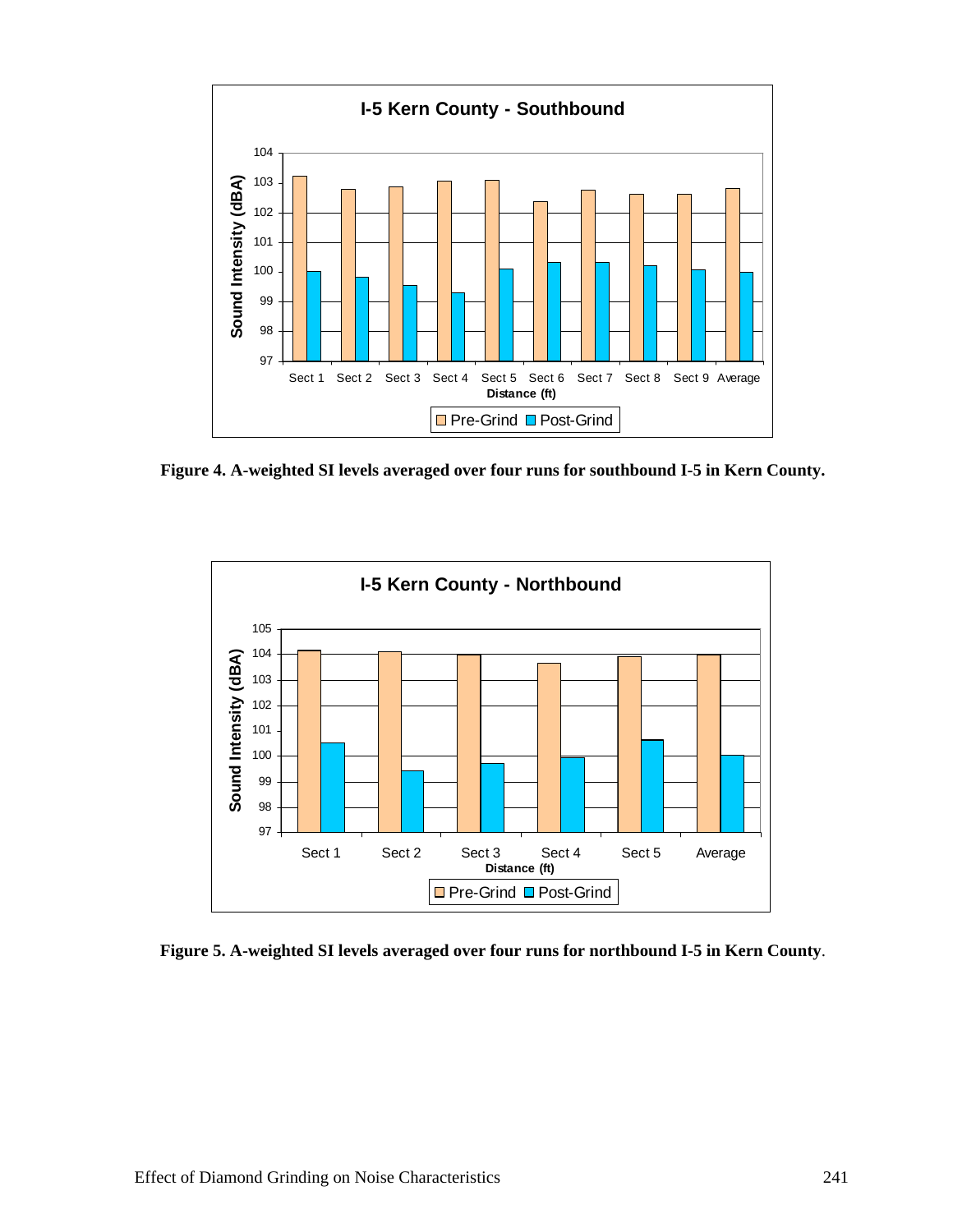Figure 4. A-weighted SI levels averaged over four runs for southbound I-5 in Kern County.

Figure 5. A-weighted SI levels averaged over four runs for northbound I-5 in Kern County.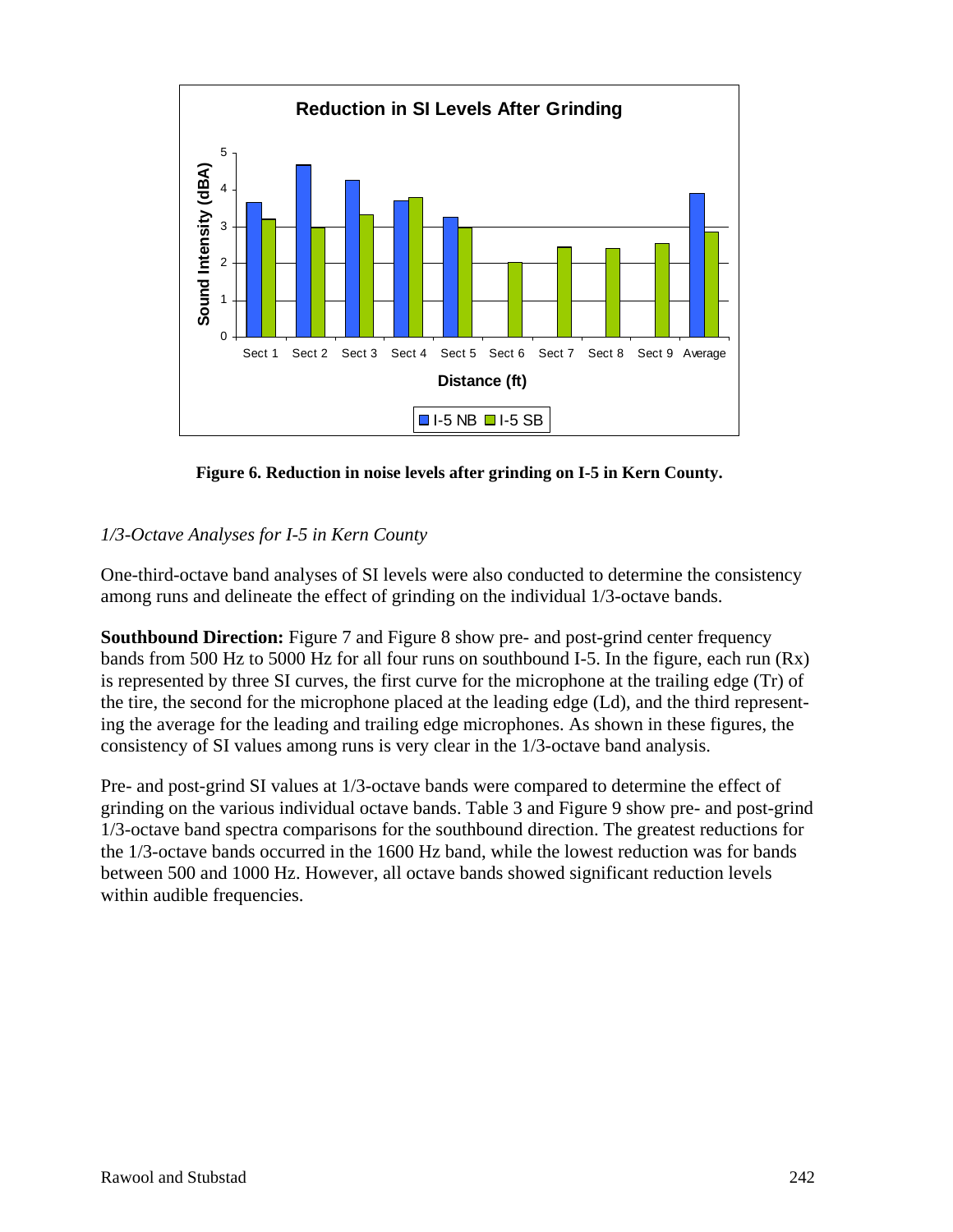**Figure 6. Reduction in noise levels after grinding on I-5 in Kern County.**

*1/3-Octave Analyses for I-5 in Kern County*

One-third-octave band analyses of SI levels were also conducted to determine the consistency among runs and delineate the effect of grinding on the individual 1/3-octave bands.

**Southbound Direction:** Figure 7 and Figure 8 show pre- and post-grind center frequency bands from 500 Hz to 5000 Hz for all four runs on southbound I-5. In the figure, each run (Rx) is represented by three SI curves, the first curve for the microphone at the trailing edge (Tr) of the tire, the second for the microphone placed at the leading edge (Ld), and the third representing the average for the leading and trailing edge microphones. As shown in these figures, the consistency of SI values among runs is very clear in the 1/3-octave band analysis.

Pre- and post-grind SI values at 1/3-octave bands were compared to determine the effect of grinding on the various individual octave bands. Table 3 and Figure 9 show pre- and post-grind 1/3-octave band spectra comparisons for the southbound direction. The greatest reductions for the 1/3-octave bands occurred in the 1600 Hz band, while the lowest reduction was for bands between 500 and 1000 Hz. However, all octave bands showed significant reduction levels within audible frequencies.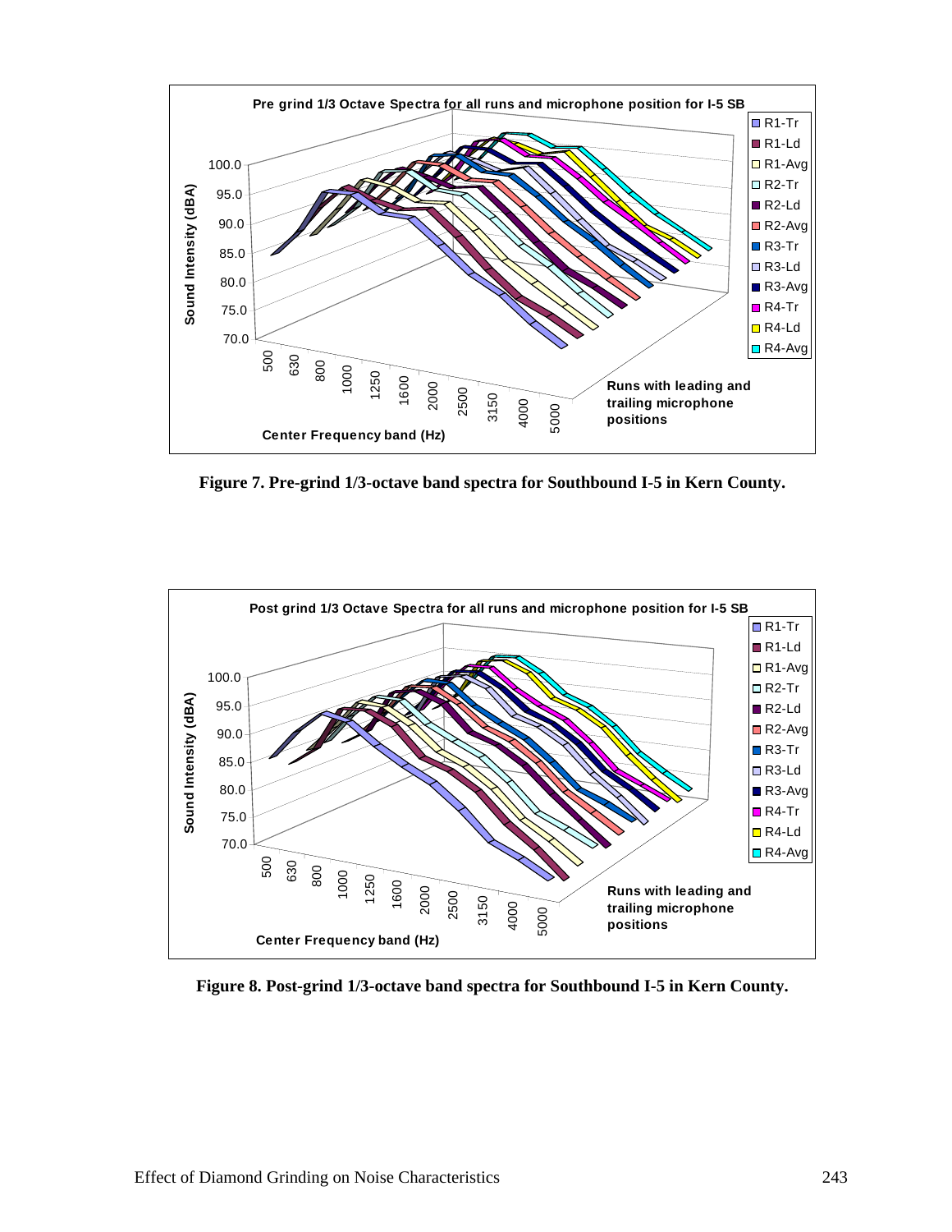Figure 7. Pre-grind 1/3-octave band spectra for Southbound I-5 in Kern County.

Figure 8. Post-grind 1/3-octave band spectra for Southbound I-5 in Kern County.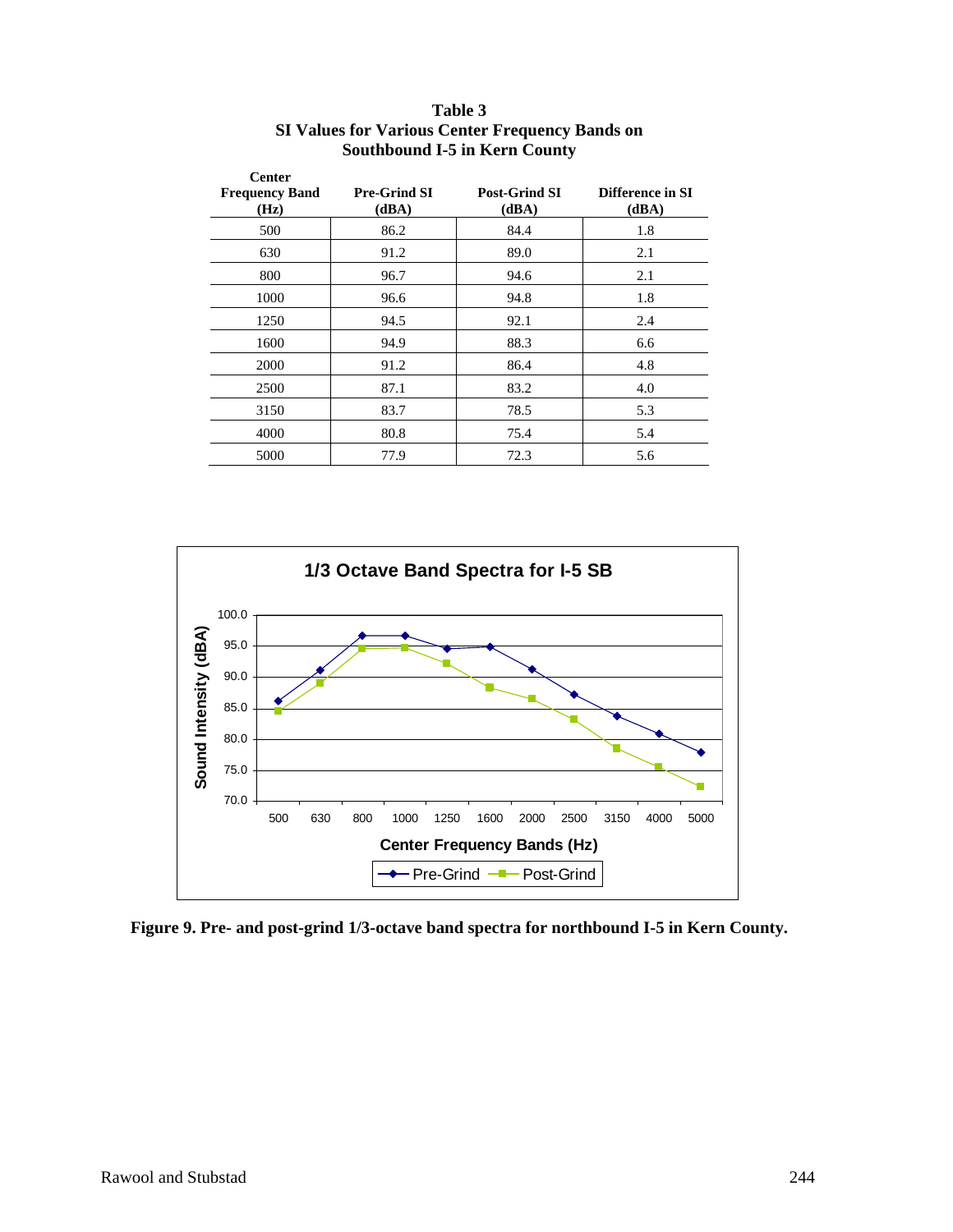**Table 3**
**SI Values for Various Center Frequency Bands on Southbound I-5 in Kern County**

| Center Frequency Band (Hz) | Pre-Grind SI (dBA) | Post-Grind SI (dBA) | Difference in SI (dBA) |
|---|---|---|---|
| 500 | 86.2 | 84.4 | 1.8 |
| 630 | 91.2 | 89.0 | 2.1 |
| 800 | 96.7 | 94.6 | 2.1 |
| 1000 | 96.6 | 94.8 | 1.8 |
| 1250 | 94.5 | 92.1 | 2.4 |
| 1600 | 94.9 | 88.3 | 6.6 |
| 2000 | 91.2 | 86.4 | 4.8 |
| 2500 | 87.1 | 83.2 | 4.0 |
| 3150 | 83.7 | 78.5 | 5.3 |
| 4000 | 80.8 | 75.4 | 5.4 |
| 5000 | 77.9 | 72.3 | 5.6 |

**Figure 9. Pre- and post-grind 1/3-octave band spectra for northbound I-5 in Kern County.**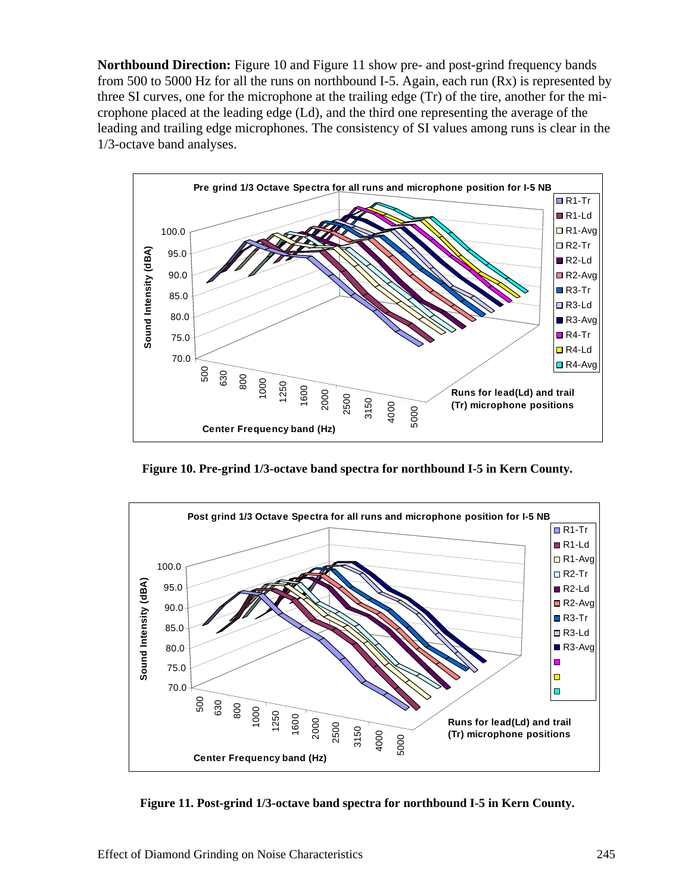**Northbound Direction:** Figure 10 and Figure 11 show pre- and post-grind frequency bands from 500 to 5000 Hz for all the runs on northbound I-5. Again, each run (Rx) is represented by three SI curves, one for the microphone at the trailing edge (Tr) of the tire, another for the microphone placed at the leading edge (Ld), and the third one representing the average of the leading and trailing edge microphones. The consistency of SI values among runs is clear in the 1/3-octave band analyses.

**Figure 10. Pre-grind 1/3-octave band spectra for northbound I-5 in Kern County.**

**Figure 11. Post-grind 1/3-octave band spectra for northbound I-5 in Kern County.**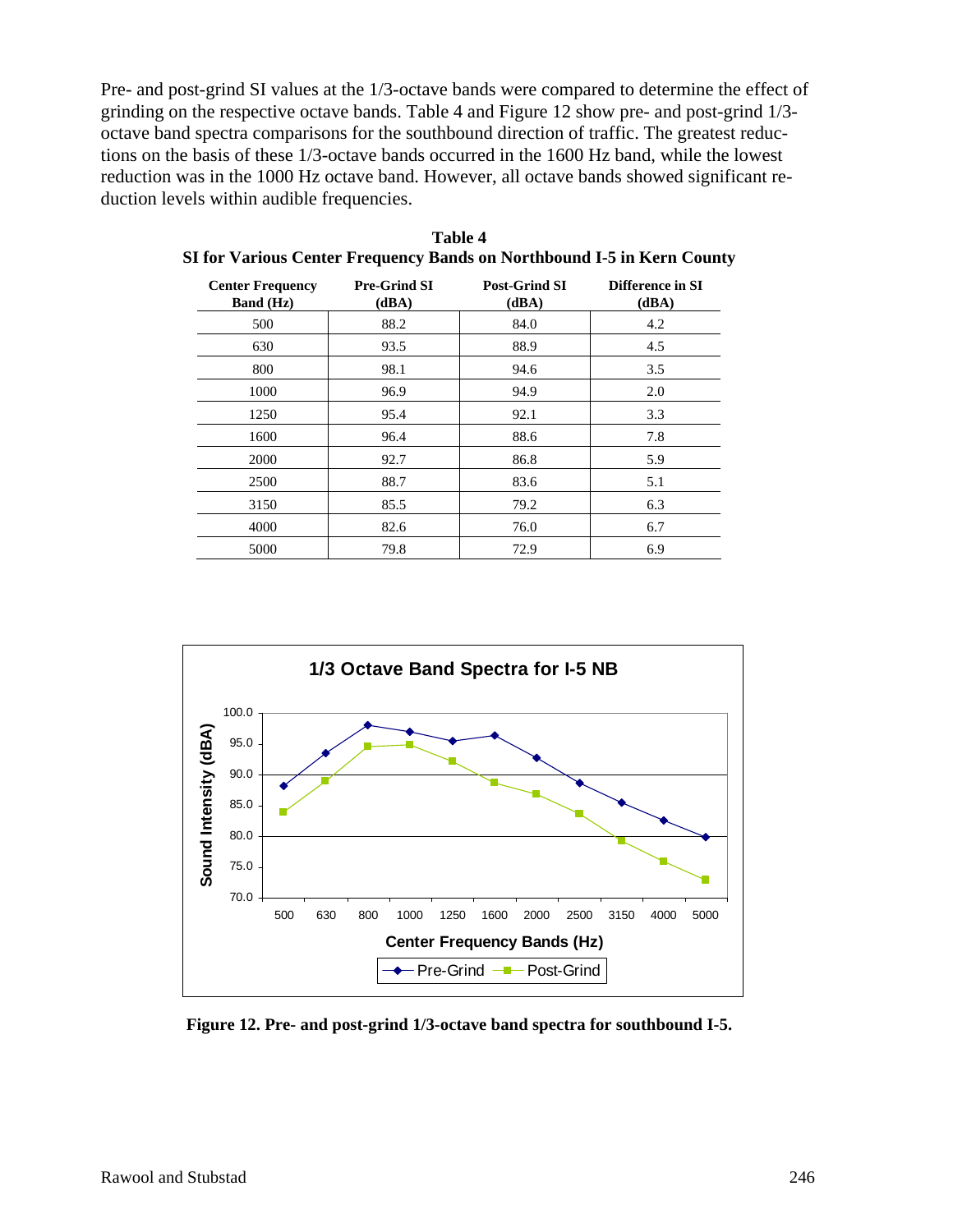Pre- and post-grind SI values at the 1/3-octave bands were compared to determine the effect of grinding on the respective octave bands. Table 4 and Figure 12 show pre- and post-grind 1/3-octave band spectra comparisons for the southbound direction of traffic. The greatest reductions on the basis of these 1/3-octave bands occurred in the 1600 Hz band, while the lowest reduction was in the 1000 Hz octave band. However, all octave bands showed significant reduction levels within audible frequencies.

**Table 4**
**SI for Various Center Frequency Bands on Northbound I-5 in Kern County**

| Center Frequency Band (Hz) | Pre-Grind SI (dBA) | Post-Grind SI (dBA) | Difference in SI (dBA) |
|---|---|---|---|
| 500 | 88.2 | 84.0 | 4.2 |
| 630 | 93.5 | 88.9 | 4.5 |
| 800 | 98.1 | 94.6 | 3.5 |
| 1000 | 96.9 | 94.9 | 2.0 |
| 1250 | 95.4 | 92.1 | 3.3 |
| 1600 | 96.4 | 88.6 | 7.8 |
| 2000 | 92.7 | 86.8 | 5.9 |
| 2500 | 88.7 | 83.6 | 5.1 |
| 3150 | 85.5 | 79.2 | 6.3 |
| 4000 | 82.6 | 76.0 | 6.7 |
| 5000 | 79.8 | 72.9 | 6.9 |

**Figure 12. Pre- and post-grind 1/3-octave band spectra for southbound I-5.**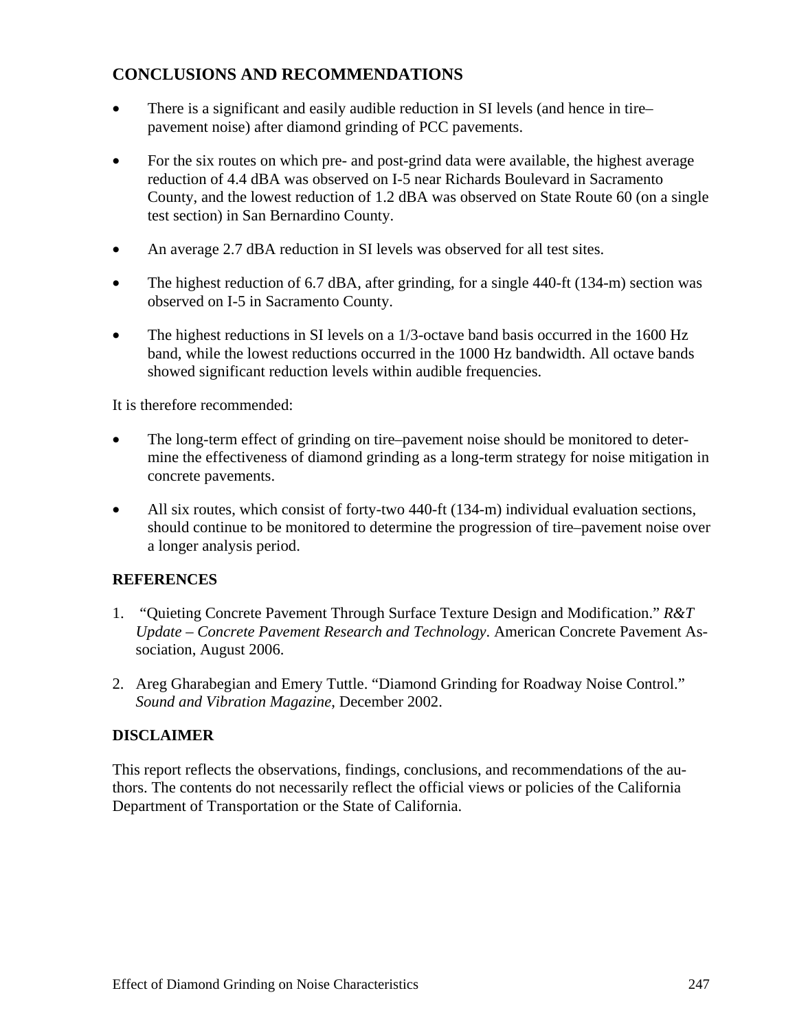## CONCLUSIONS AND RECOMMENDATIONS

- There is a significant and easily audible reduction in SI levels (and hence in tire–pavement noise) after diamond grinding of PCC pavements.
- For the six routes on which pre- and post-grind data were available, the highest average reduction of 4.4 dBA was observed on I-5 near Richards Boulevard in Sacramento County, and the lowest reduction of 1.2 dBA was observed on State Route 60 (on a single test section) in San Bernardino County.
- An average 2.7 dBA reduction in SI levels was observed for all test sites.
- The highest reduction of 6.7 dBA, after grinding, for a single 440-ft (134-m) section was observed on I-5 in Sacramento County.
- The highest reductions in SI levels on a 1/3-octave band basis occurred in the 1600 Hz band, while the lowest reductions occurred in the 1000 Hz bandwidth. All octave bands showed significant reduction levels within audible frequencies.

It is therefore recommended:

- The long-term effect of grinding on tire–pavement noise should be monitored to determine the effectiveness of diamond grinding as a long-term strategy for noise mitigation in concrete pavements.
- All six routes, which consist of forty-two 440-ft (134-m) individual evaluation sections, should continue to be monitored to determine the progression of tire–pavement noise over a longer analysis period.

## REFERENCES

1. "Quieting Concrete Pavement Through Surface Texture Design and Modification." *R&T Update – Concrete Pavement Research and Technology*. American Concrete Pavement Association, August 2006.
2. Areg Gharabegian and Emery Tuttle. "Diamond Grinding for Roadway Noise Control." *Sound and Vibration Magazine*, December 2002.

## DISCLAIMER

This report reflects the observations, findings, conclusions, and recommendations of the authors. The contents do not necessarily reflect the official views or policies of the California Department of Transportation or the State of California.